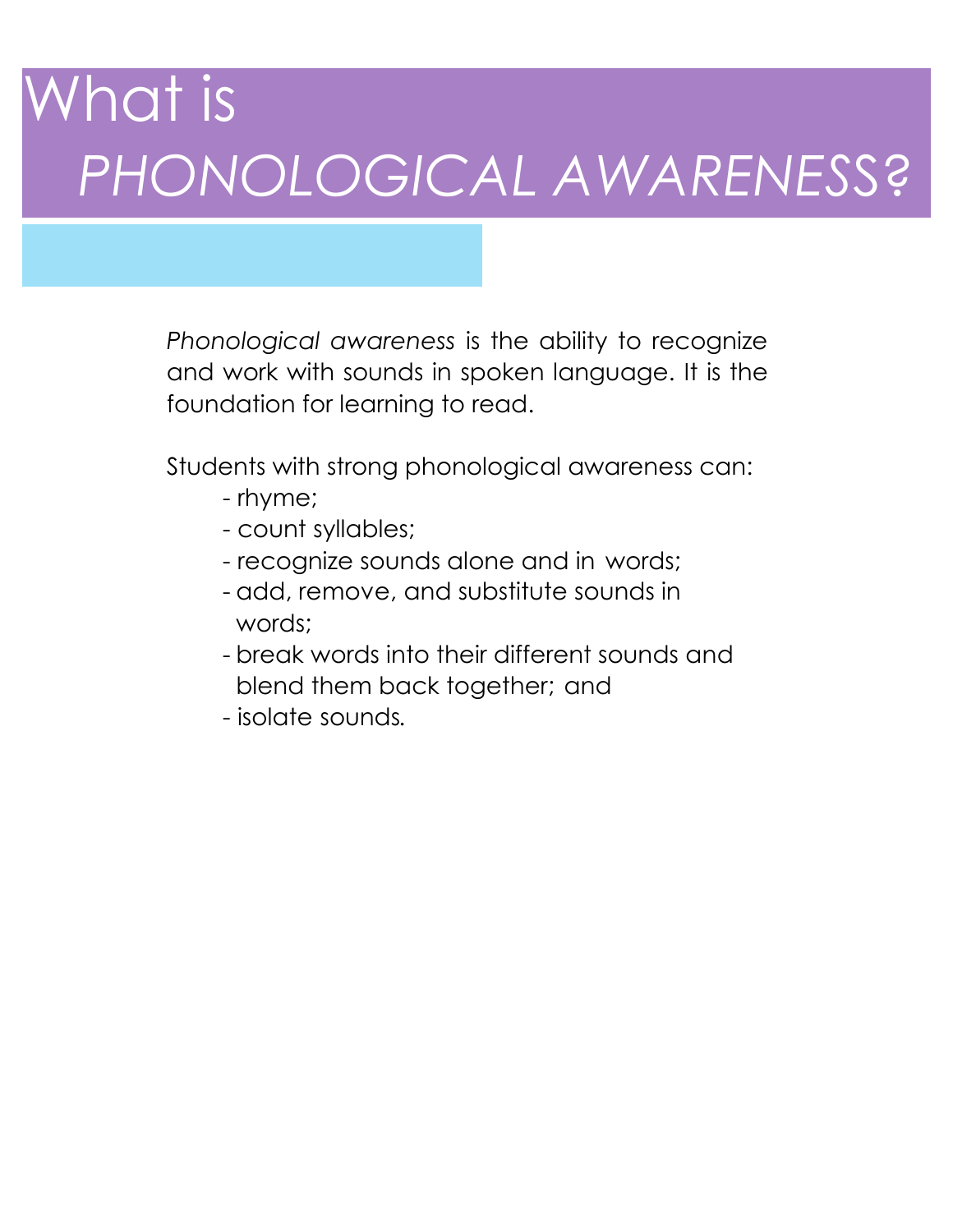# What is *PHONOLOGICAL AWARENESS?*

*Phonological awareness* is the ability to recognize and work with sounds in spoken language. It is the foundation for learning to read.

Students with strong phonological awareness can:

- rhyme;
- count syllables;
- recognize sounds alone and in words;
- add, remove, and substitute sounds in words;
- break words into their different sounds and blend them back together; and
- isolate sounds.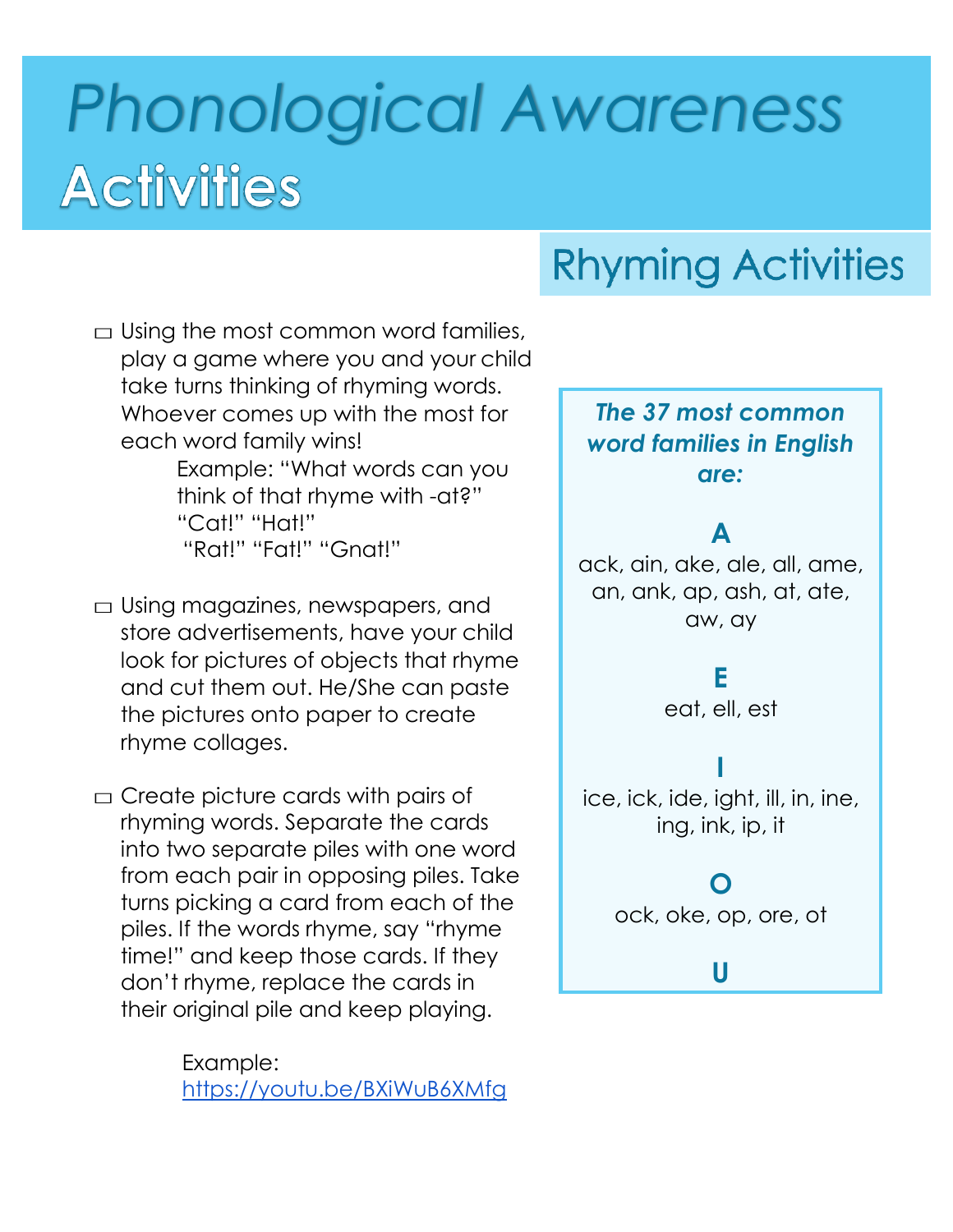# Phonological Awareness

# Activities

## Rhying Activities

- Using the most common word families, play a game where you and your child take turns thinking of rhyming words. Whoever comes up with the most for each word family wins!

  Example: "What words can you think of that rhyme with -at?" "Cat!" "Hat!" "Rat!" "Fat!" "Gnat!"

- Using magazines, newspapers, and store advertisements, have your child look for pictures of objects that rhyme and cut them out. He/She can paste the pictures onto paper to create rhyme collages.

- Create picture cards with pairs of rhyming words. Separate the cards into two separate piles with one word from each pair in opposing piles. Take turns picking a card from each of the piles. If the words rhyme, say "rhyme time!" and keep those cards. If they don't rhyme, replace the cards in their original pile and keep playing.

  Example: https://youtu.be/BXiWuB6XMfg

***The 37 most common word families in English are:***

**A**

ack, ain, ake, ale, all, ame, an, ank, ap, ash, at, ate, aw, ay

**E**

eat, ell, est

**I**

ice, ick, ide, ight, ill, in, ine, ing, ink, ip, it

**O**

ock, oke, op, ore, ot

**U**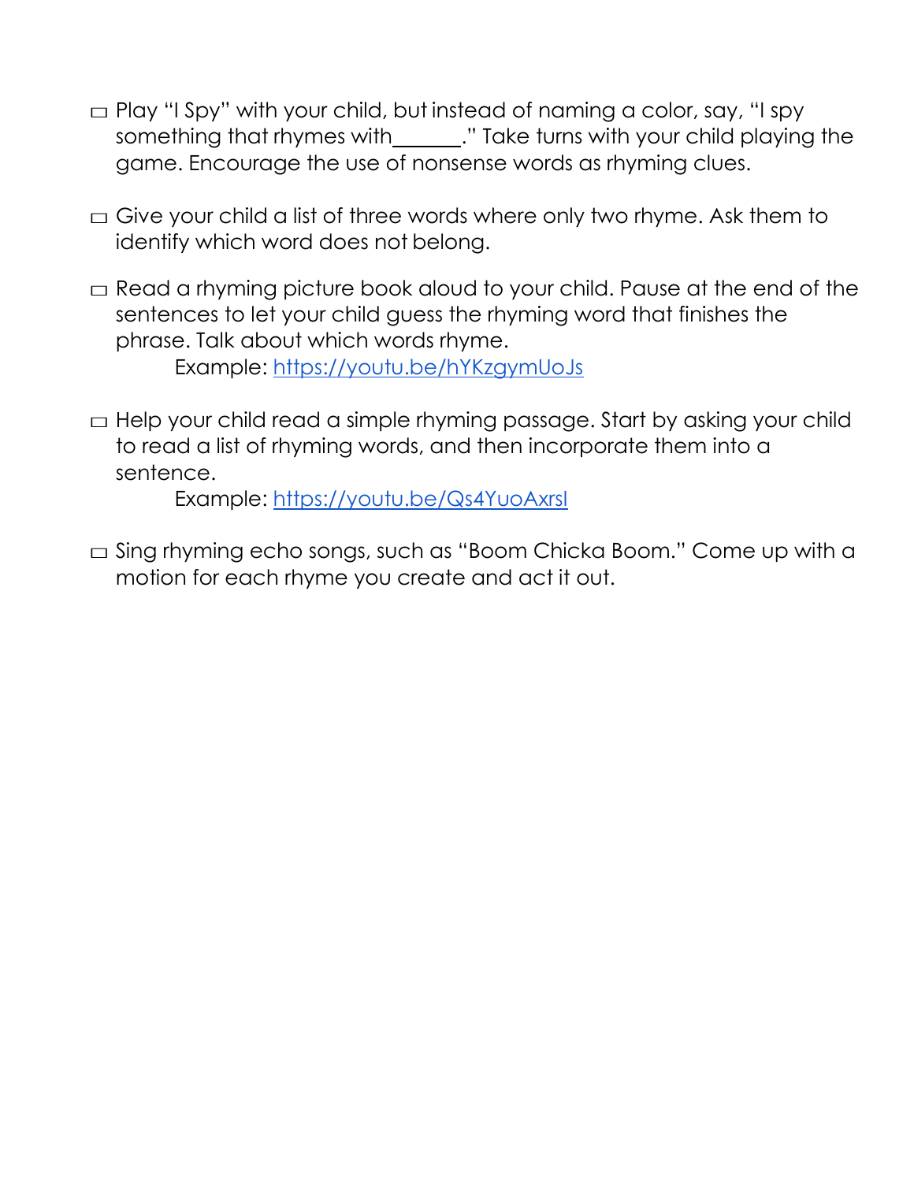- ☐ Play "I Spy" with your child, but instead of naming a color, say, "I spy something that rhymes with______." Take turns with your child playing the game. Encourage the use of nonsense words as rhyming clues.

- ☐ Give your child a list of three words where only two rhyme. Ask them to identify which word does not belong.

- ☐ Read a rhyming picture book aloud to your child. Pause at the end of the sentences to let your child guess the rhyming word that finishes the phrase. Talk about which words rhyme.

  Example: [https://youtu.be/hYKzgymUoJs](https://youtu.be/hYKzgymUoJs)

- ☐ Help your child read a simple rhyming passage. Start by asking your child to read a list of rhyming words, and then incorporate them into a sentence.

  Example: [https://youtu.be/Qs4YuoAxrsI](https://youtu.be/Qs4YuoAxrsI)

- ☐ Sing rhyming echo songs, such as "Boom Chicka Boom." Come up with a motion for each rhyme you create and act it out.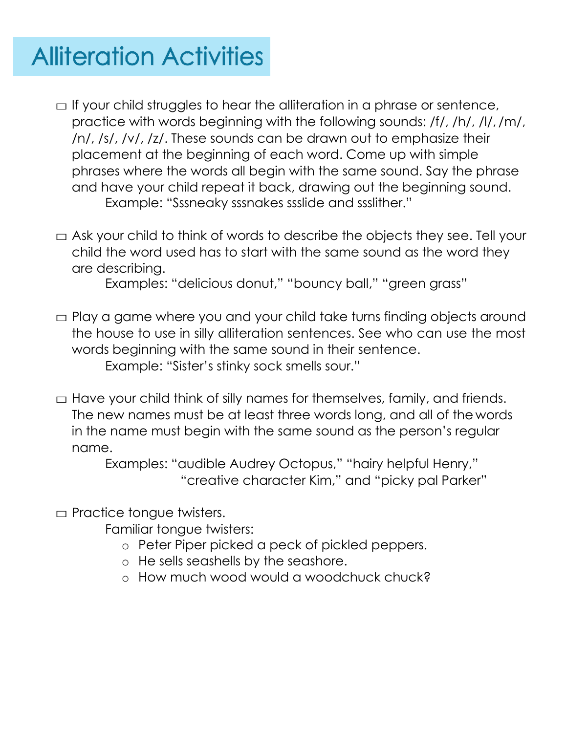# Alliteration Activities

- ☐ If your child struggles to hear the alliteration in a phrase or sentence, practice with words beginning with the following sounds: /f/, /h/, /l/, /m/, /n/, /s/, /v/, /z/. These sounds can be drawn out to emphasize their placement at the beginning of each word. Come up with simple phrases where the words all begin with the same sound. Say the phrase and have your child repeat it back, drawing out the beginning sound.

  Example: "Sssneaky sssnakes ssslide and ssslither."

- ☐ Ask your child to think of words to describe the objects they see. Tell your child the word used has to start with the same sound as the word they are describing.

  Examples: "delicious donut," "bouncy ball," "green grass"

- ☐ Play a game where you and your child take turns finding objects around the house to use in silly alliteration sentences. See who can use the most words beginning with the same sound in their sentence.

  Example: "Sister's stinky sock smells sour."

- ☐ Have your child think of silly names for themselves, family, and friends. The new names must be at least three words long, and all of the words in the name must begin with the same sound as the person's regular name.

  Examples: "audible Audrey Octopus," "hairy helpful Henry," "creative character Kim," and "picky pal Parker"

- ☐ Practice tongue twisters.

  Familiar tongue twisters:
  - Peter Piper picked a peck of pickled peppers.
  - He sells seashells by the seashore.
  - How much wood would a woodchuck chuck?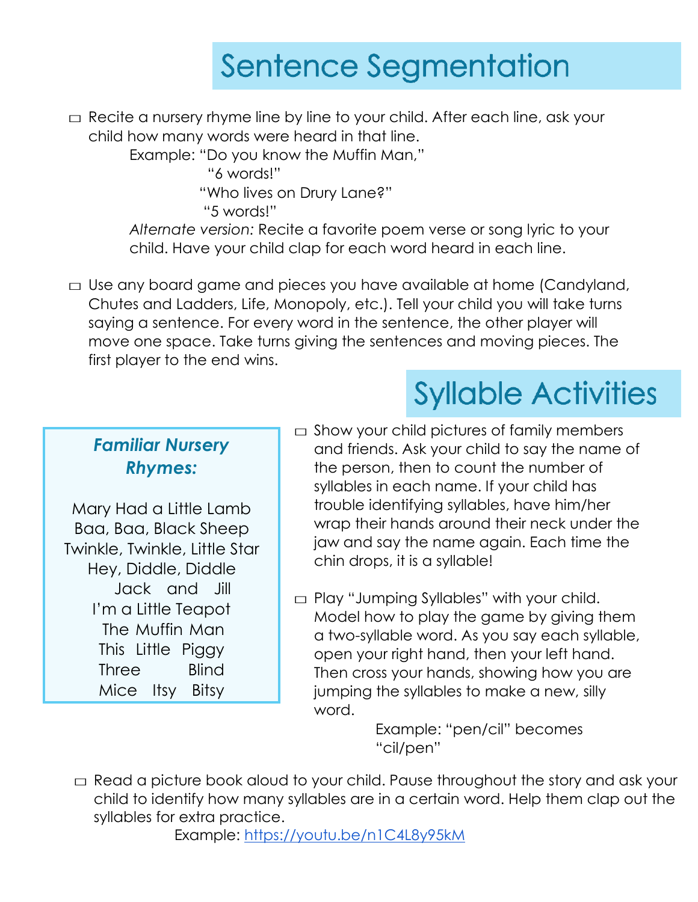# Sentence Segmentation

- ☐ Recite a nursery rhyme line by line to your child. After each line, ask your child how many words were heard in that line.

  Example: "Do you know the Muffin Man,"

  "6 words!"

  "Who lives on Drury Lane?"

  "5 words!"

  *Alternate version:* Recite a favorite poem verse or song lyric to your child. Have your child clap for each word heard in each line.

- ☐ Use any board game and pieces you have available at home (Candyland, Chutes and Ladders, Life, Monopoly, etc.). Tell your child you will take turns saying a sentence. For every word in the sentence, the other player will move one space. Take turns giving the sentences and moving pieces. The first player to the end wins.

# Syllable Activities

***Familiar Nursery Rhymes:***

Mary Had a Little Lamb
Baa, Baa, Black Sheep
Twinkle, Twinkle, Little Star
Hey, Diddle, Diddle
Jack and Jill
I'm a Little Teapot
The Muffin Man
This Little Piggy
Three Blind Mice
Itsy Bitsy

- ☐ Show your child pictures of family members and friends. Ask your child to say the name of the person, then to count the number of syllables in each name. If your child has trouble identifying syllables, have him/her wrap their hands around their neck under the jaw and say the name again. Each time the chin drops, it is a syllable!

- ☐ Play "Jumping Syllables" with your child. Model how to play the game by giving them a two-syllable word. As you say each syllable, open your right hand, then your left hand. Then cross your hands, showing how you are jumping the syllables to make a new, silly word.

  Example: "pen/cil" becomes "cil/pen"

- ☐ Read a picture book aloud to your child. Pause throughout the story and ask your child to identify how many syllables are in a certain word. Help them clap out the syllables for extra practice.

  Example: https://youtu.be/n1C4L8y95kM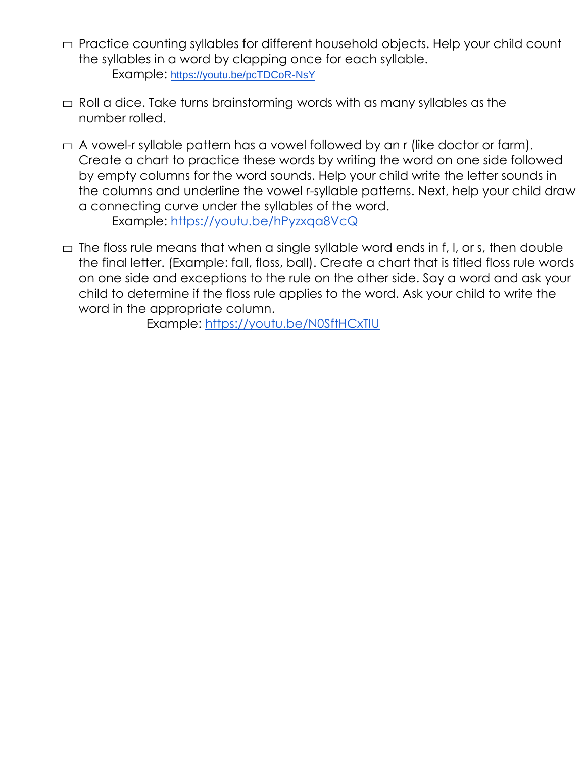- ▭ Practice counting syllables for different household objects. Help your child count the syllables in a word by clapping once for each syllable.
  Example: https://youtu.be/pcTDCoR-NsY

- ▭ Roll a dice. Take turns brainstorming words with as many syllables as the number rolled.

- ▭ A vowel-r syllable pattern has a vowel followed by an r (like doctor or farm). Create a chart to practice these words by writing the word on one side followed by empty columns for the word sounds. Help your child write the letter sounds in the columns and underline the vowel r-syllable patterns. Next, help your child draw a connecting curve under the syllables of the word.
  Example: https://youtu.be/hPyzxqa8VcQ

- ▭ The floss rule means that when a single syllable word ends in f, l, or s, then double the final letter. (Example: fall, floss, ball). Create a chart that is titled floss rule words on one side and exceptions to the rule on the other side. Say a word and ask your child to determine if the floss rule applies to the word. Ask your child to write the word in the appropriate column.
  Example: https://youtu.be/N0SftHCxTIU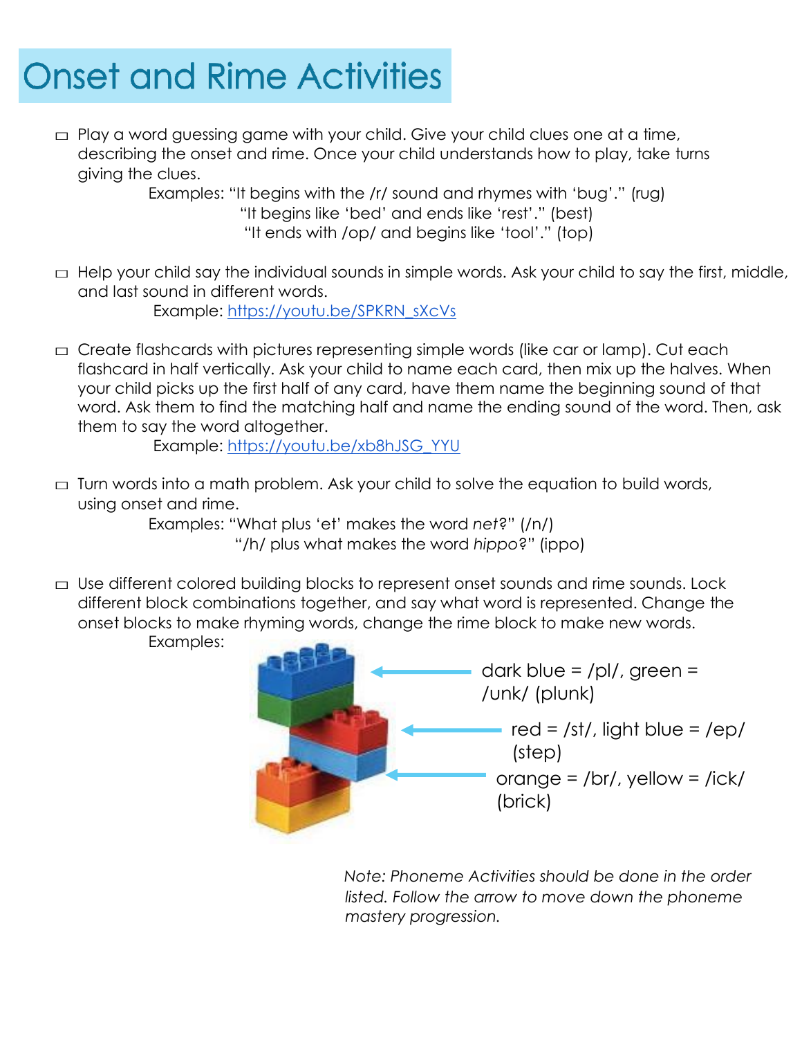# Onset and Rime Activities

- Play a word guessing game with your child. Give your child clues one at a time, describing the onset and rime. Once your child understands how to play, take turns giving the clues.

  Examples: "It begins with the /r/ sound and rhymes with 'bug'." (rug)
  "It begins like 'bed' and ends like 'rest'." (best)
  "It ends with /op/ and begins like 'tool'." (top)

- Help your child say the individual sounds in simple words. Ask your child to say the first, middle, and last sound in different words.

  Example: [https://youtu.be/SPKRN_sXcVs](https://youtu.be/SPKRN_sXcVs)

- Create flashcards with pictures representing simple words (like car or lamp). Cut each flashcard in half vertically. Ask your child to name each card, then mix up the halves. When your child picks up the first half of any card, have them name the beginning sound of that word. Ask them to find the matching half and name the ending sound of the word. Then, ask them to say the word altogether.

  Example: [https://youtu.be/xb8hJSG_YYU](https://youtu.be/xb8hJSG_YYU)

- Turn words into a math problem. Ask your child to solve the equation to build words, using onset and rime.

  Examples: "What plus 'et' makes the word *net*?" (/n/)
  "/h/ plus what makes the word *hippo*?" (ippo)

- Use different colored building blocks to represent onset sounds and rime sounds. Lock different block combinations together, and say what word is represented. Change the onset blocks to make rhyming words, change the rime block to make new words.

  Examples:

  dark blue = /pl/, green = /unk/ (plunk)

  red = /st/, light blue = /ep/ (step)

  orange = /br/, yellow = /ick/ (brick)

*Note: Phoneme Activities should be done in the order listed. Follow the arrow to move down the phoneme mastery progression.*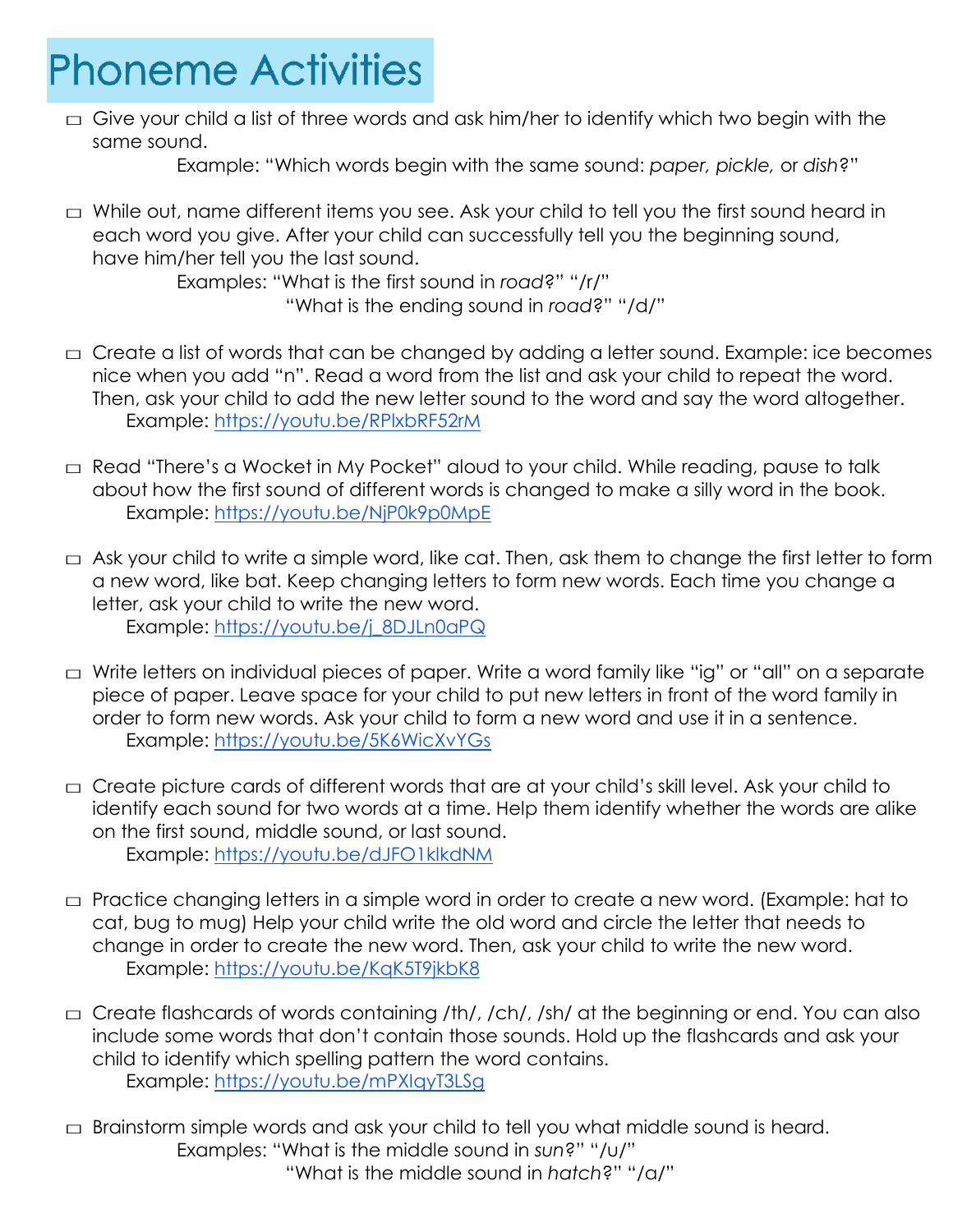# Phoneme Activities

- ☐ Give your child a list of three words and ask him/her to identify which two begin with the same sound.
  
  Example: "Which words begin with the same sound: *paper, pickle,* or *dish*?"

- ☐ While out, name different items you see. Ask your child to tell you the first sound heard in each word you give. After your child can successfully tell you the beginning sound, have him/her tell you the last sound.
  
  Examples: "What is the first sound in *road*?" "/r/"
  
  "What is the ending sound in *road*?" "/d/"

- ☐ Create a list of words that can be changed by adding a letter sound. Example: ice becomes nice when you add "n". Read a word from the list and ask your child to repeat the word. Then, ask your child to add the new letter sound to the word and say the word altogether.
  
  Example: https://youtu.be/RPlxbRF52rM

- ☐ Read "There's a Wocket in My Pocket" aloud to your child. While reading, pause to talk about how the first sound of different words is changed to make a silly word in the book.
  
  Example: https://youtu.be/NjP0k9p0MpE

- ☐ Ask your child to write a simple word, like cat. Then, ask them to change the first letter to form a new word, like bat. Keep changing letters to form new words. Each time you change a letter, ask your child to write the new word.
  
  Example: https://youtu.be/j_8DJLn0aPQ

- ☐ Write letters on individual pieces of paper. Write a word family like "ig" or "all" on a separate piece of paper. Leave space for your child to put new letters in front of the word family in order to form new words. Ask your child to form a new word and use it in a sentence.
  
  Example: https://youtu.be/5K6WicXvYGs

- ☐ Create picture cards of different words that are at your child's skill level. Ask your child to identify each sound for two words at a time. Help them identify whether the words are alike on the first sound, middle sound, or last sound.
  
  Example: https://youtu.be/dJFO1klkdNM

- ☐ Practice changing letters in a simple word in order to create a new word. (Example: hat to cat, bug to mug) Help your child write the old word and circle the letter that needs to change in order to create the new word. Then, ask your child to write the new word.
  
  Example: https://youtu.be/KqK5T9jkbK8

- ☐ Create flashcards of words containing /th/, /ch/, /sh/ at the beginning or end. You can also include some words that don't contain those sounds. Hold up the flashcards and ask your child to identify which spelling pattern the word contains.
  
  Example: https://youtu.be/mPXIqyT3LSg

- ☐ Brainstorm simple words and ask your child to tell you what middle sound is heard.
  
  Examples: "What is the middle sound in *sun*?" "/u/"
  
  "What is the middle sound in *hatch*?" "/a/"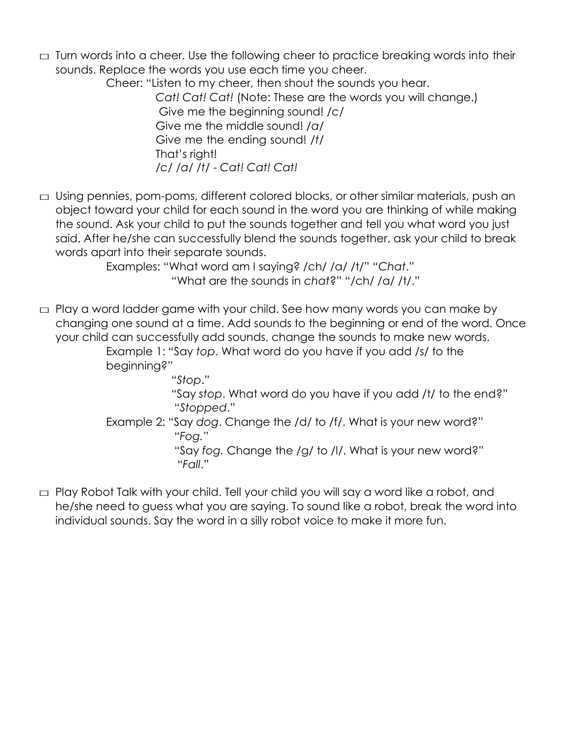- ☐ Turn words into a cheer. Use the following cheer to practice breaking words into their sounds. Replace the words you use each time you cheer.

  Cheer: "Listen to my cheer, then shout the sounds you hear.
  *Cat! Cat! Cat!* (Note: These are the words you will change.)
  Give me the beginning sound! /*c*/
  Give me the middle sound! /*a*/
  Give me the ending sound! /*t*/
  That's right!
  /*c*/ /*a*/ /*t*/ - *Cat! Cat! Cat!*

- ☐ Using pennies, pom-poms, different colored blocks, or other similar materials, push an object toward your child for each sound in the word you are thinking of while making the sound. Ask your child to put the sounds together and tell you what word you just said. After he/she can successfully blend the sounds together, ask your child to break words apart into their separate sounds.

  Examples: "What word am I saying? /ch/ /a/ /t/" "*Chat*."
  "What are the sounds in *chat*?" "/ch/ /a/ /t/."

- ☐ Play a word ladder game with your child. See how many words you can make by changing one sound at a time. Add sounds to the beginning or end of the word. Once your child can successfully add sounds, change the sounds to make new words.

  Example 1: "Say *top*. What word do you have if you add /s/ to the beginning?"
  "*Stop*."
  "Say *stop*. What word do you have if you add /t/ to the end?"
  "*Stopped*."

  Example 2: "Say *dog*. Change the /d/ to /f/. What is your new word?"
  "*Fog*."
  "Say *fog.* Change the /g/ to /l/. What is your new word?"
  "*Fall*."

- ☐ Play Robot Talk with your child. Tell your child you will say a word like a robot, and he/she need to guess what you are saying. To sound like a robot, break the word into individual sounds. Say the word in a silly robot voice to make it more fun.